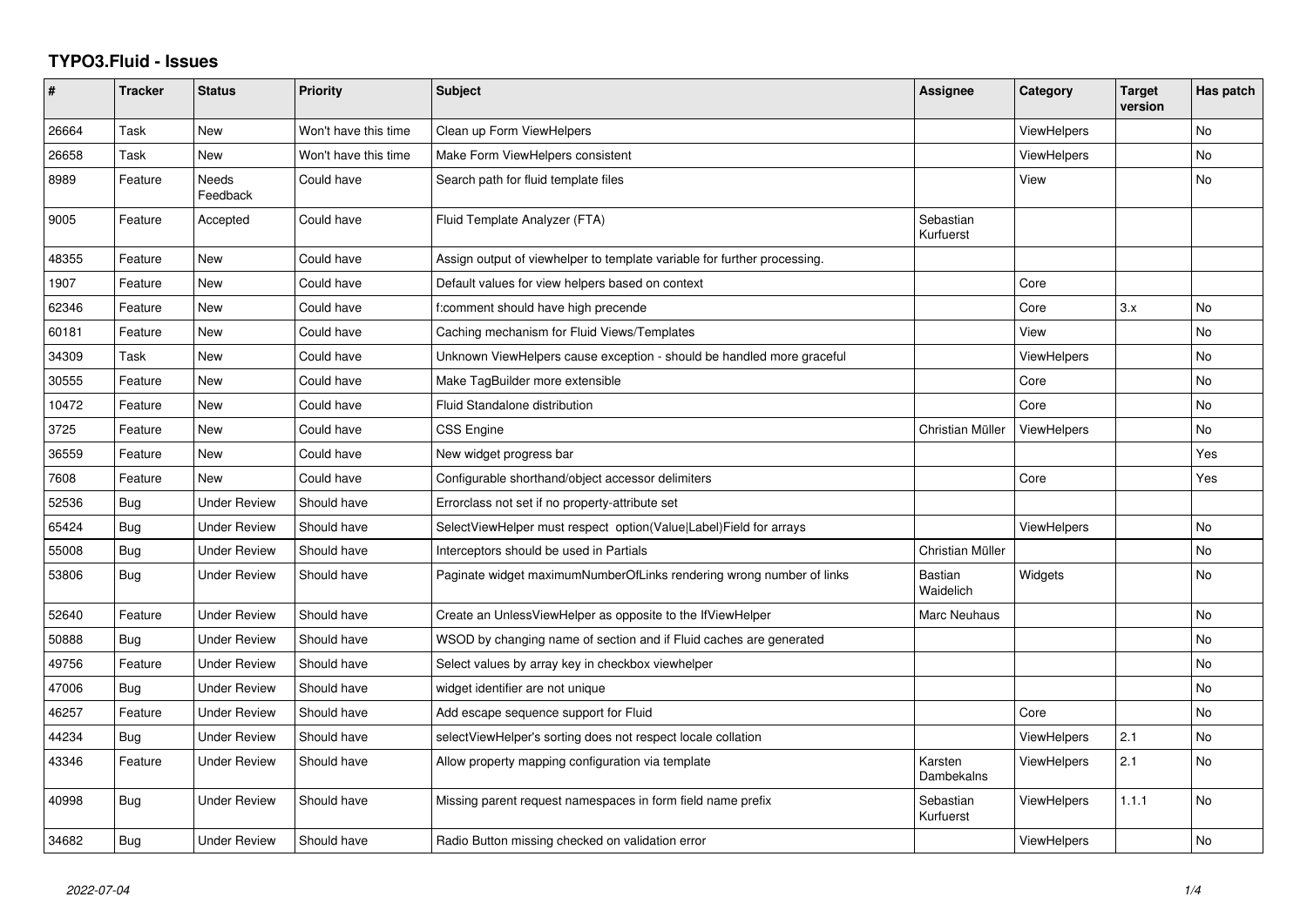# TYPO3.Fluid - Issues

| # | Tracker | Status | Priority | Subject | Assignee | Category | Target version | Has patch |
|---|---|---|---|---|---|---|---|---|
| 26664 | Task | New | Won't have this time | Clean up Form ViewHelpers | | ViewHelpers | | No |
| 26658 | Task | New | Won't have this time | Make Form ViewHelpers consistent | | ViewHelpers | | No |
| 8989 | Feature | Needs Feedback | Could have | Search path for fluid template files | | View | | No |
| 9005 | Feature | Accepted | Could have | Fluid Template Analyzer (FTA) | Sebastian Kurfuerst | | | |
| 48355 | Feature | New | Could have | Assign output of viewhelper to template variable for further processing. | | | | |
| 1907 | Feature | New | Could have | Default values for view helpers based on context | | Core | | |
| 62346 | Feature | New | Could have | f:comment should have high precende | | Core | 3.x | No |
| 60181 | Feature | New | Could have | Caching mechanism for Fluid Views/Templates | | View | | No |
| 34309 | Task | New | Could have | Unknown ViewHelpers cause exception - should be handled more graceful | | ViewHelpers | | No |
| 30555 | Feature | New | Could have | Make TagBuilder more extensible | | Core | | No |
| 10472 | Feature | New | Could have | Fluid Standalone distribution | | Core | | No |
| 3725 | Feature | New | Could have | CSS Engine | Christian Müller | ViewHelpers | | No |
| 36559 | Feature | New | Could have | New widget progress bar | | | | Yes |
| 7608 | Feature | New | Could have | Configurable shorthand/object accessor delimiters | | Core | | Yes |
| 52536 | Bug | Under Review | Should have | Errorclass not set if no property-attribute set | | | | |
| 65424 | Bug | Under Review | Should have | SelectViewHelper must respect option(Value\|Label)Field for arrays | | ViewHelpers | | No |
| 55008 | Bug | Under Review | Should have | Interceptors should be used in Partials | Christian Müller | | | No |
| 53806 | Bug | Under Review | Should have | Paginate widget maximumNumberOfLinks rendering wrong number of links | Bastian Waidelich | Widgets | | No |
| 52640 | Feature | Under Review | Should have | Create an UnlessViewHelper as opposite to the IfViewHelper | Marc Neuhaus | | | No |
| 50888 | Bug | Under Review | Should have | WSOD by changing name of section and if Fluid caches are generated | | | | No |
| 49756 | Feature | Under Review | Should have | Select values by array key in checkbox viewhelper | | | | No |
| 47006 | Bug | Under Review | Should have | widget identifier are not unique | | | | No |
| 46257 | Feature | Under Review | Should have | Add escape sequence support for Fluid | | Core | | No |
| 44234 | Bug | Under Review | Should have | selectViewHelper's sorting does not respect locale collation | | ViewHelpers | 2.1 | No |
| 43346 | Feature | Under Review | Should have | Allow property mapping configuration via template | Karsten Dambekalns | ViewHelpers | 2.1 | No |
| 40998 | Bug | Under Review | Should have | Missing parent request namespaces in form field name prefix | Sebastian Kurfuerst | ViewHelpers | 1.1.1 | No |
| 34682 | Bug | Under Review | Should have | Radio Button missing checked on validation error | | ViewHelpers | | No |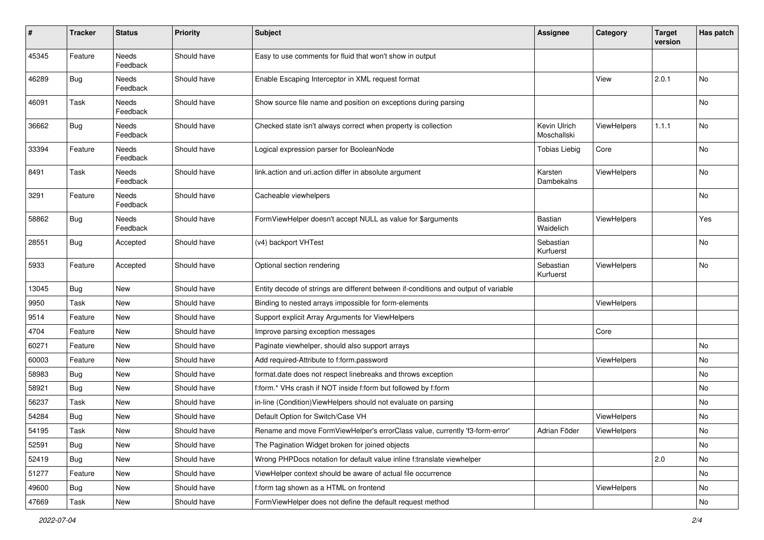| # | Tracker | Status | Priority | Subject | Assignee | Category | Target version | Has patch |
|---|---|---|---|---|---|---|---|---|
| 45345 | Feature | Needs Feedback | Should have | Easy to use comments for fluid that won't show in output | | | | |
| 46289 | Bug | Needs Feedback | Should have | Enable Escaping Interceptor in XML request format | | View | 2.0.1 | No |
| 46091 | Task | Needs Feedback | Should have | Show source file name and position on exceptions during parsing | | | | No |
| 36662 | Bug | Needs Feedback | Should have | Checked state isn't always correct when property is collection | Kevin Ulrich Moschallski | ViewHelpers | 1.1.1 | No |
| 33394 | Feature | Needs Feedback | Should have | Logical expression parser for BooleanNode | Tobias Liebig | Core | | No |
| 8491 | Task | Needs Feedback | Should have | link.action and uri.action differ in absolute argument | Karsten Dambekalns | ViewHelpers | | No |
| 3291 | Feature | Needs Feedback | Should have | Cacheable viewhelpers | | | | No |
| 58862 | Bug | Needs Feedback | Should have | FormViewHelper doesn't accept NULL as value for $arguments | Bastian Waidelich | ViewHelpers | | Yes |
| 28551 | Bug | Accepted | Should have | (v4) backport VHTest | Sebastian Kurfuerst | | | No |
| 5933 | Feature | Accepted | Should have | Optional section rendering | Sebastian Kurfuerst | ViewHelpers | | No |
| 13045 | Bug | New | Should have | Entity decode of strings are different between if-conditions and output of variable | | | | |
| 9950 | Task | New | Should have | Binding to nested arrays impossible for form-elements | | ViewHelpers | | |
| 9514 | Feature | New | Should have | Support explicit Array Arguments for ViewHelpers | | | | |
| 4704 | Feature | New | Should have | Improve parsing exception messages | | Core | | |
| 60271 | Feature | New | Should have | Paginate viewhelper, should also support arrays | | | | No |
| 60003 | Feature | New | Should have | Add required-Attribute to f:form.password | | ViewHelpers | | No |
| 58983 | Bug | New | Should have | format.date does not respect linebreaks and throws exception | | | | No |
| 58921 | Bug | New | Should have | f:form.* VHs crash if NOT inside f:form but followed by f:form | | | | No |
| 56237 | Task | New | Should have | in-line (Condition)ViewHelpers should not evaluate on parsing | | | | No |
| 54284 | Bug | New | Should have | Default Option for Switch/Case VH | | ViewHelpers | | No |
| 54195 | Task | New | Should have | Rename and move FormViewHelper's errorClass value, currently 'f3-form-error' | Adrian Föder | ViewHelpers | | No |
| 52591 | Bug | New | Should have | The Pagination Widget broken for joined objects | | | | No |
| 52419 | Bug | New | Should have | Wrong PHPDocs notation for default value inline f:translate viewhelper | | | 2.0 | No |
| 51277 | Feature | New | Should have | ViewHelper context should be aware of actual file occurrence | | | | No |
| 49600 | Bug | New | Should have | f:form tag shown as a HTML on frontend | | ViewHelpers | | No |
| 47669 | Task | New | Should have | FormViewHelper does not define the default request method | | | | No |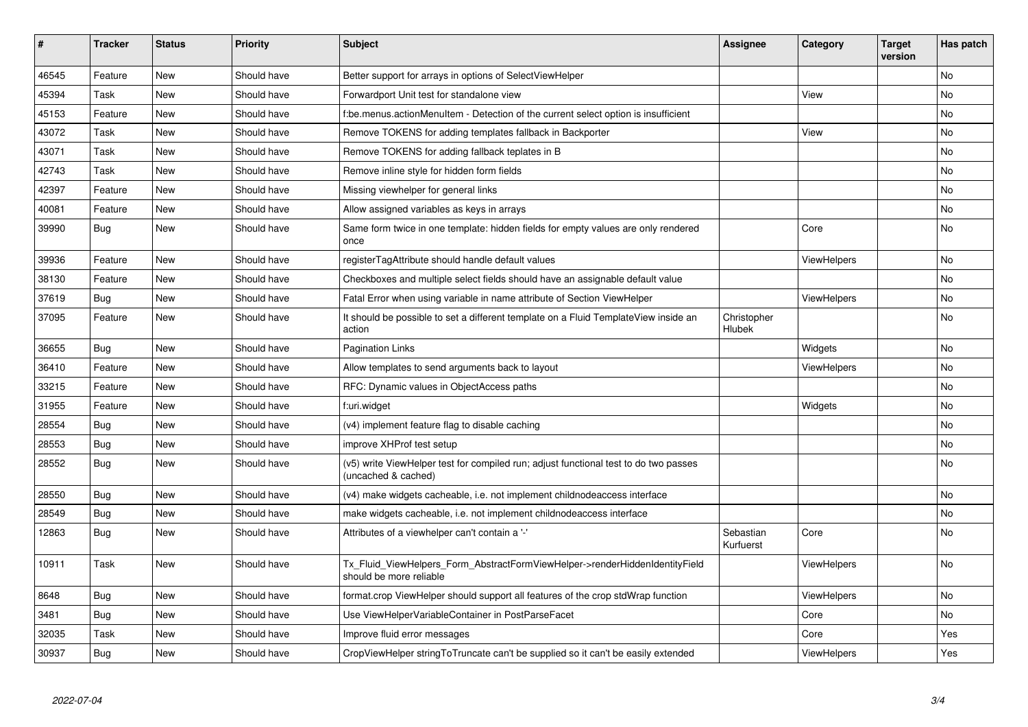| # | Tracker | Status | Priority | Subject | Assignee | Category | Target version | Has patch |
|---|---|---|---|---|---|---|---|---|
| 46545 | Feature | New | Should have | Better support for arrays in options of SelectViewHelper | | | | No |
| 45394 | Task | New | Should have | Forwardport Unit test for standalone view | | View | | No |
| 45153 | Feature | New | Should have | f:be.menus.actionMenuItem - Detection of the current select option is insufficient | | | | No |
| 43072 | Task | New | Should have | Remove TOKENS for adding templates fallback in Backporter | | View | | No |
| 43071 | Task | New | Should have | Remove TOKENS for adding fallback teplates in B | | | | No |
| 42743 | Task | New | Should have | Remove inline style for hidden form fields | | | | No |
| 42397 | Feature | New | Should have | Missing viewhelper for general links | | | | No |
| 40081 | Feature | New | Should have | Allow assigned variables as keys in arrays | | | | No |
| 39990 | Bug | New | Should have | Same form twice in one template: hidden fields for empty values are only rendered once | | Core | | No |
| 39936 | Feature | New | Should have | registerTagAttribute should handle default values | | ViewHelpers | | No |
| 38130 | Feature | New | Should have | Checkboxes and multiple select fields should have an assignable default value | | | | No |
| 37619 | Bug | New | Should have | Fatal Error when using variable in name attribute of Section ViewHelper | | ViewHelpers | | No |
| 37095 | Feature | New | Should have | It should be possible to set a different template on a Fluid TemplateView inside an action | Christopher Hlubek | | | No |
| 36655 | Bug | New | Should have | Pagination Links | | Widgets | | No |
| 36410 | Feature | New | Should have | Allow templates to send arguments back to layout | | ViewHelpers | | No |
| 33215 | Feature | New | Should have | RFC: Dynamic values in ObjectAccess paths | | | | No |
| 31955 | Feature | New | Should have | f:uri.widget | | Widgets | | No |
| 28554 | Bug | New | Should have | (v4) implement feature flag to disable caching | | | | No |
| 28553 | Bug | New | Should have | improve XHProf test setup | | | | No |
| 28552 | Bug | New | Should have | (v5) write ViewHelper test for compiled run; adjust functional test to do two passes (uncached & cached) | | | | No |
| 28550 | Bug | New | Should have | (v4) make widgets cacheable, i.e. not implement childnodeaccess interface | | | | No |
| 28549 | Bug | New | Should have | make widgets cacheable, i.e. not implement childnodeaccess interface | | | | No |
| 12863 | Bug | New | Should have | Attributes of a viewhelper can't contain a '-' | Sebastian Kurfuerst | Core | | No |
| 10911 | Task | New | Should have | Tx_Fluid_ViewHelpers_Form_AbstractFormViewHelper->renderHiddenIdentityField should be more reliable | | ViewHelpers | | No |
| 8648 | Bug | New | Should have | format.crop ViewHelper should support all features of the crop stdWrap function | | ViewHelpers | | No |
| 3481 | Bug | New | Should have | Use ViewHelperVariableContainer in PostParseFacet | | Core | | No |
| 32035 | Task | New | Should have | Improve fluid error messages | | Core | | Yes |
| 30937 | Bug | New | Should have | CropViewHelper stringToTruncate can't be supplied so it can't be easily extended | | ViewHelpers | | Yes |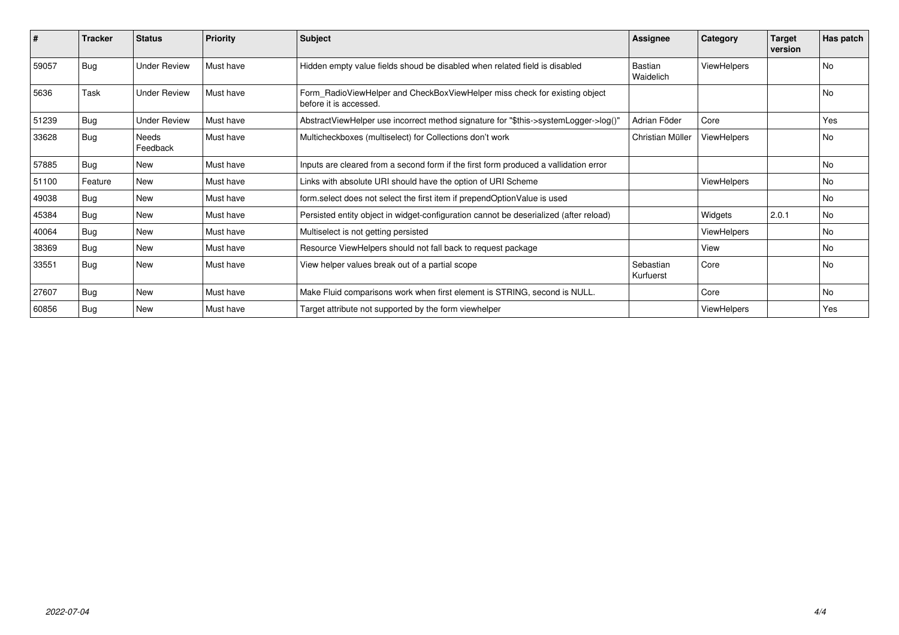| # | Tracker | Status | Priority | Subject | Assignee | Category | Target version | Has patch |
|---|---|---|---|---|---|---|---|---|
| 59057 | Bug | Under Review | Must have | Hidden empty value fields shoud be disabled when related field is disabled | Bastian Waidelich | ViewHelpers | | No |
| 5636 | Task | Under Review | Must have | Form_RadioViewHelper and CheckBoxViewHelper miss check for existing object before it is accessed. | | | | No |
| 51239 | Bug | Under Review | Must have | AbstractViewHelper use incorrect method signature for "$this->systemLogger->log()" | Adrian Föder | Core | | Yes |
| 33628 | Bug | Needs Feedback | Must have | Multicheckboxes (multiselect) for Collections don't work | Christian Müller | ViewHelpers | | No |
| 57885 | Bug | New | Must have | Inputs are cleared from a second form if the first form produced a vallidation error | | | | No |
| 51100 | Feature | New | Must have | Links with absolute URI should have the option of URI Scheme | | ViewHelpers | | No |
| 49038 | Bug | New | Must have | form.select does not select the first item if prependOptionValue is used | | | | No |
| 45384 | Bug | New | Must have | Persisted entity object in widget-configuration cannot be deserialized (after reload) | | Widgets | 2.0.1 | No |
| 40064 | Bug | New | Must have | Multiselect is not getting persisted | | ViewHelpers | | No |
| 38369 | Bug | New | Must have | Resource ViewHelpers should not fall back to request package | | View | | No |
| 33551 | Bug | New | Must have | View helper values break out of a partial scope | Sebastian Kurfuerst | Core | | No |
| 27607 | Bug | New | Must have | Make Fluid comparisons work when first element is STRING, second is NULL. | | Core | | No |
| 60856 | Bug | New | Must have | Target attribute not supported by the form viewhelper | | ViewHelpers | | Yes |